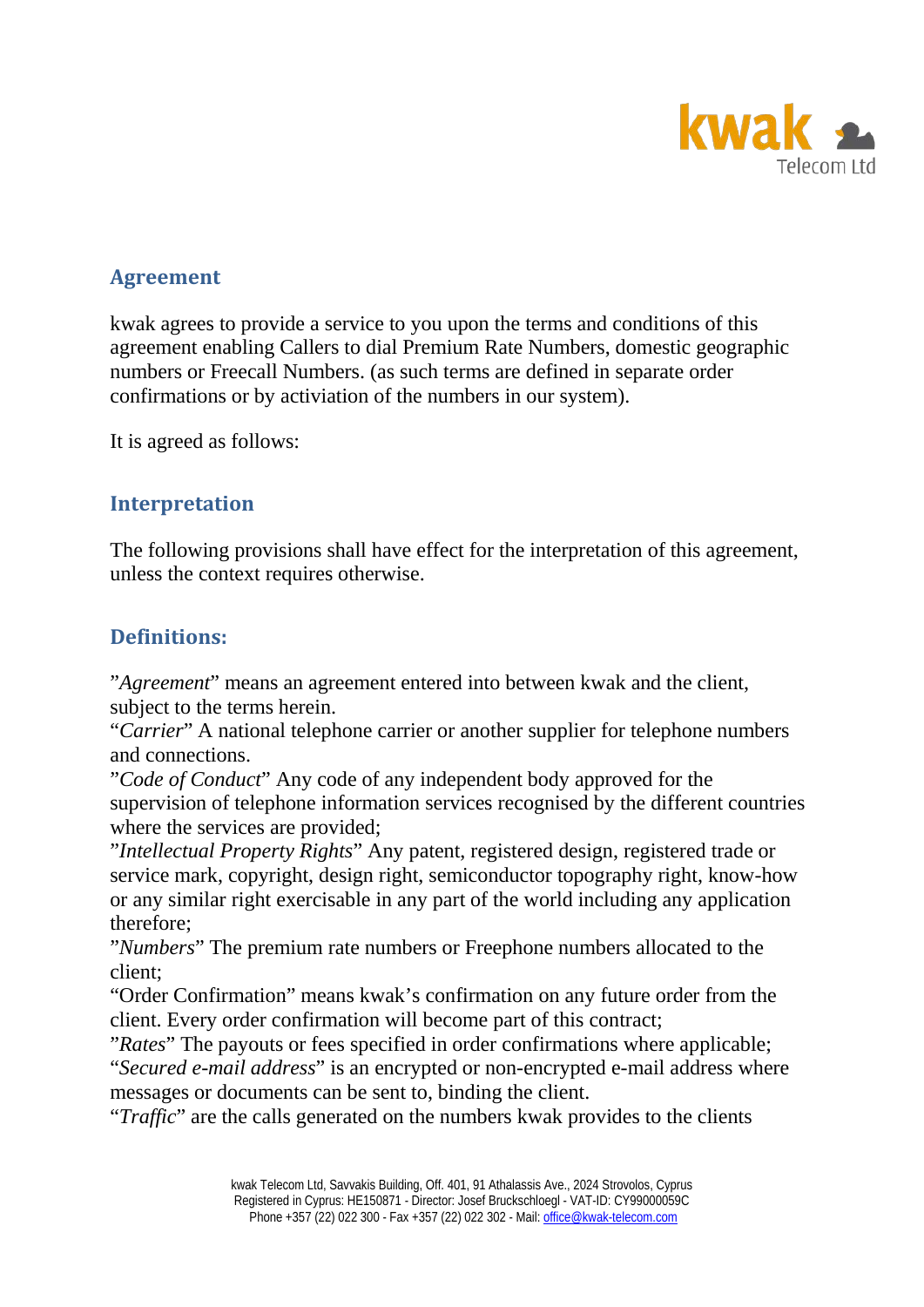## Agreement

kwak agrees to provide a service to you upon the terms and conditions of this agreement enabling Callers to dial Premium Rate Numbers, domestic geographic numbers or Freecall Numbers. (as such terms are defined in separate order confirmations or by activiation of the numbers in our system).

It is agreed as follows:

## Interpretation

The following provisions shall have effect for the interpretation of this agreement, unless the context requires otherwise.

## Definitions:

"*Agreement*" means an agreement entered into between kwak and the client, subject to the terms herein.
"*Carrier*" A national telephone carrier or another supplier for telephone numbers and connections.
"*Code of Conduct*" Any code of any independent body approved for the supervision of telephone information services recognised by the different countries where the services are provided;
"*Intellectual Property Rights*" Any patent, registered design, registered trade or service mark, copyright, design right, semiconductor topography right, know-how or any similar right exercisable in any part of the world including any application therefore;
"*Numbers*" The premium rate numbers or Freephone numbers allocated to the client;
"Order Confirmation" means kwak's confirmation on any future order from the client. Every order confirmation will become part of this contract;
"*Rates*" The payouts or fees specified in order confirmations where applicable;
"*Secured e-mail address*" is an encrypted or non-encrypted e-mail address where messages or documents can be sent to, binding the client.
"*Traffic*" are the calls generated on the numbers kwak provides to the clients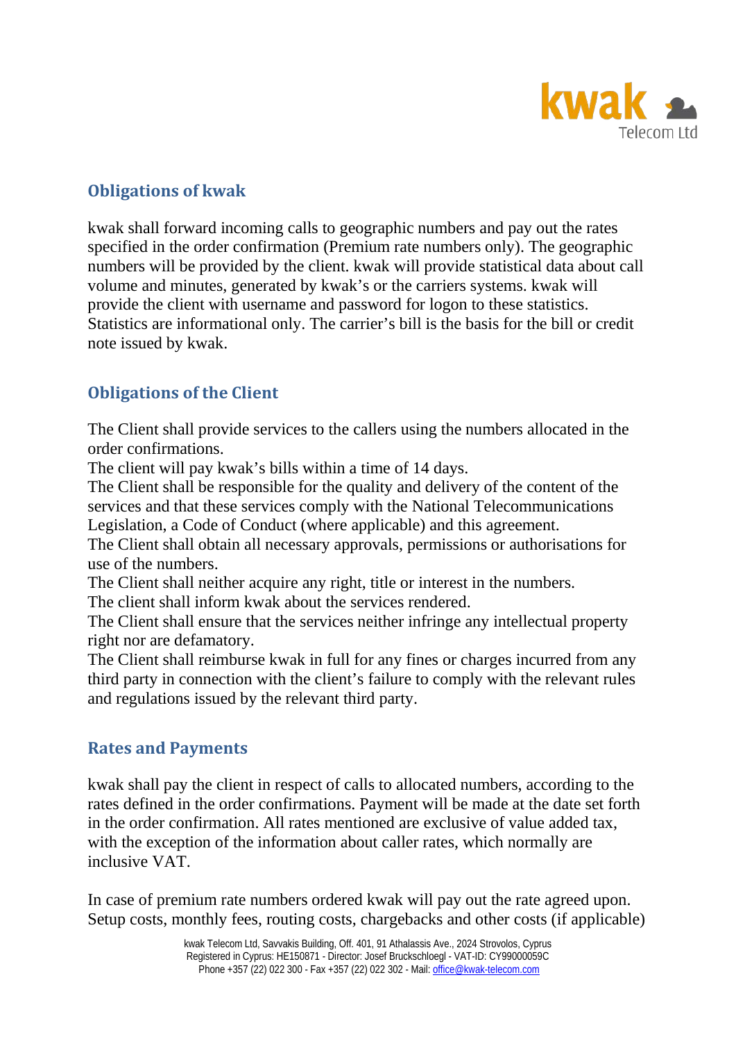## Obligations of kwak

kwak shall forward incoming calls to geographic numbers and pay out the rates specified in the order confirmation (Premium rate numbers only). The geographic numbers will be provided by the client. kwak will provide statistical data about call volume and minutes, generated by kwak's or the carriers systems. kwak will provide the client with username and password for logon to these statistics. Statistics are informational only. The carrier's bill is the basis for the bill or credit note issued by kwak.

## Obligations of the Client

The Client shall provide services to the callers using the numbers allocated in the order confirmations.
The client will pay kwak's bills within a time of 14 days.
The Client shall be responsible for the quality and delivery of the content of the services and that these services comply with the National Telecommunications Legislation, a Code of Conduct (where applicable) and this agreement.
The Client shall obtain all necessary approvals, permissions or authorisations for use of the numbers.
The Client shall neither acquire any right, title or interest in the numbers.
The client shall inform kwak about the services rendered.
The Client shall ensure that the services neither infringe any intellectual property right nor are defamatory.
The Client shall reimburse kwak in full for any fines or charges incurred from any third party in connection with the client's failure to comply with the relevant rules and regulations issued by the relevant third party.

## Rates and Payments

kwak shall pay the client in respect of calls to allocated numbers, according to the rates defined in the order confirmations. Payment will be made at the date set forth in the order confirmation. All rates mentioned are exclusive of value added tax, with the exception of the information about caller rates, which normally are inclusive VAT.

In case of premium rate numbers ordered kwak will pay out the rate agreed upon. Setup costs, monthly fees, routing costs, chargebacks and other costs (if applicable)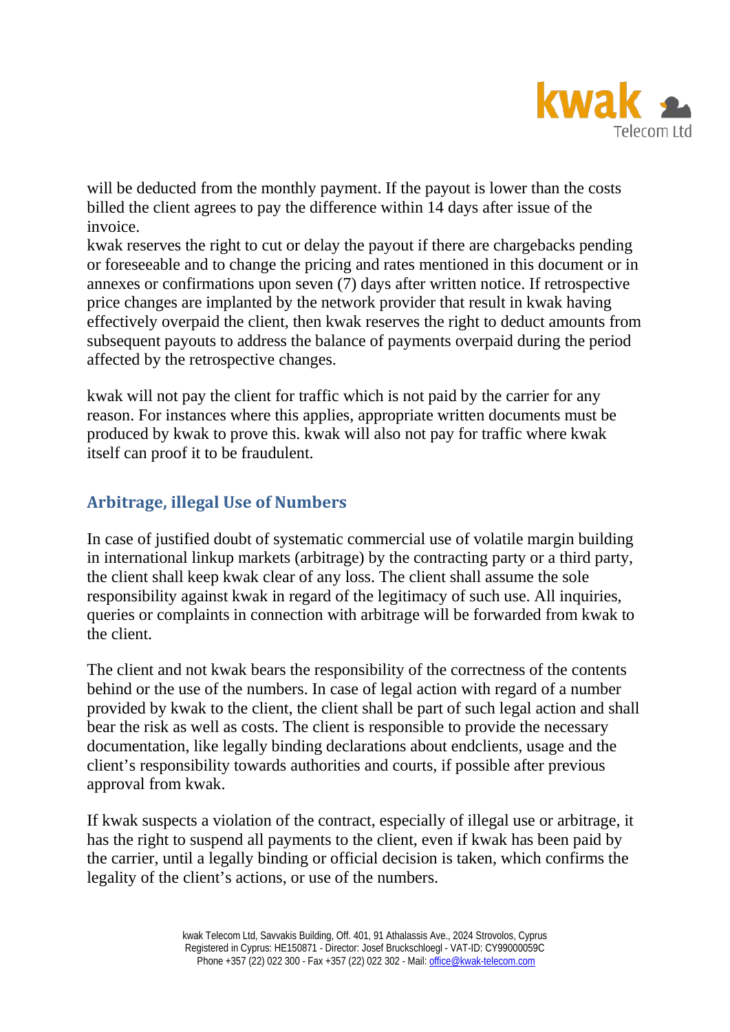will be deducted from the monthly payment. If the payout is lower than the costs billed the client agrees to pay the difference within 14 days after issue of the invoice.
kwak reserves the right to cut or delay the payout if there are chargebacks pending or foreseeable and to change the pricing and rates mentioned in this document or in annexes or confirmations upon seven (7) days after written notice. If retrospective price changes are implanted by the network provider that result in kwak having effectively overpaid the client, then kwak reserves the right to deduct amounts from subsequent payouts to address the balance of payments overpaid during the period affected by the retrospective changes.

kwak will not pay the client for traffic which is not paid by the carrier for any reason. For instances where this applies, appropriate written documents must be produced by kwak to prove this. kwak will also not pay for traffic where kwak itself can proof it to be fraudulent.

## Arbitrage, illegal Use of Numbers

In case of justified doubt of systematic commercial use of volatile margin building in international linkup markets (arbitrage) by the contracting party or a third party, the client shall keep kwak clear of any loss. The client shall assume the sole responsibility against kwak in regard of the legitimacy of such use. All inquiries, queries or complaints in connection with arbitrage will be forwarded from kwak to the client.

The client and not kwak bears the responsibility of the correctness of the contents behind or the use of the numbers. In case of legal action with regard of a number provided by kwak to the client, the client shall be part of such legal action and shall bear the risk as well as costs. The client is responsible to provide the necessary documentation, like legally binding declarations about endclients, usage and the client's responsibility towards authorities and courts, if possible after previous approval from kwak.

If kwak suspects a violation of the contract, especially of illegal use or arbitrage, it has the right to suspend all payments to the client, even if kwak has been paid by the carrier, until a legally binding or official decision is taken, which confirms the legality of the client's actions, or use of the numbers.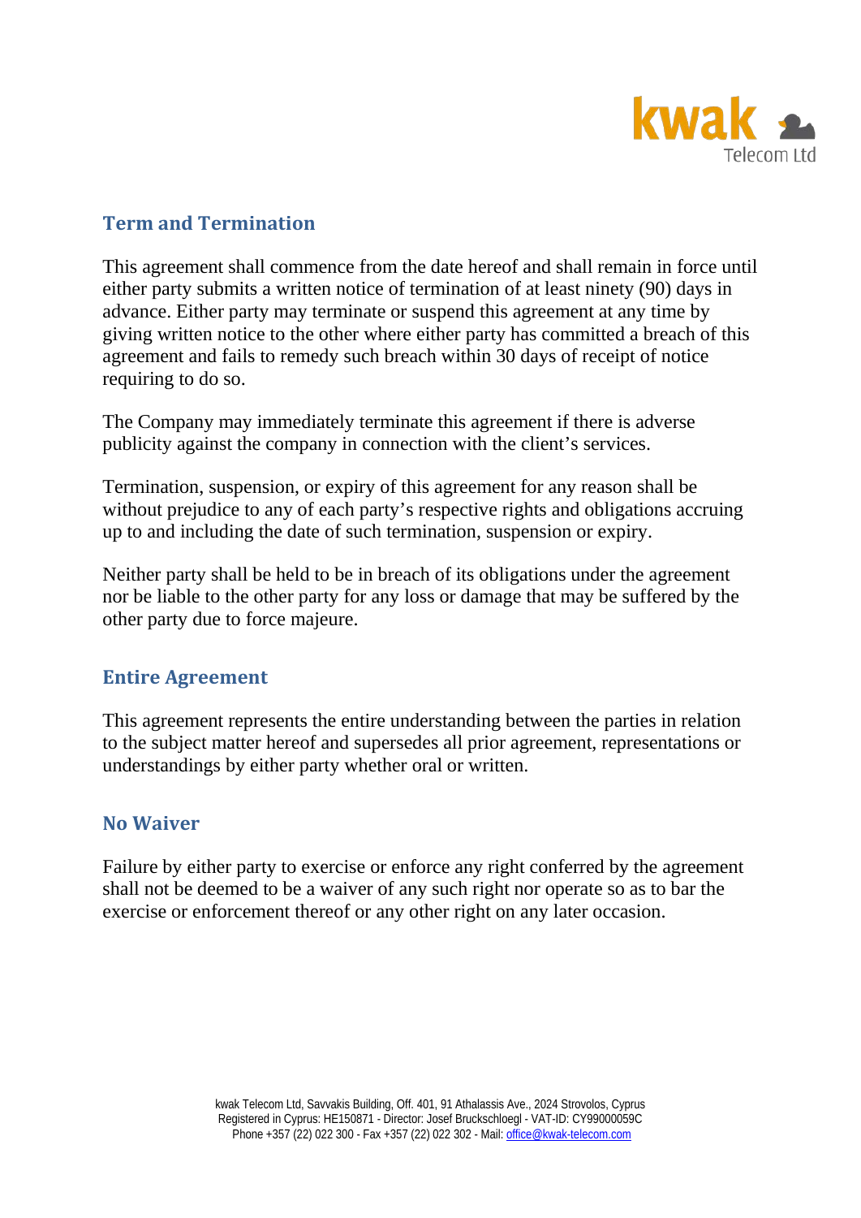## Term and Termination

This agreement shall commence from the date hereof and shall remain in force until either party submits a written notice of termination of at least ninety (90) days in advance. Either party may terminate or suspend this agreement at any time by giving written notice to the other where either party has committed a breach of this agreement and fails to remedy such breach within 30 days of receipt of notice requiring to do so.

The Company may immediately terminate this agreement if there is adverse publicity against the company in connection with the client's services.

Termination, suspension, or expiry of this agreement for any reason shall be without prejudice to any of each party's respective rights and obligations accruing up to and including the date of such termination, suspension or expiry.

Neither party shall be held to be in breach of its obligations under the agreement nor be liable to the other party for any loss or damage that may be suffered by the other party due to force majeure.

## Entire Agreement

This agreement represents the entire understanding between the parties in relation to the subject matter hereof and supersedes all prior agreement, representations or understandings by either party whether oral or written.

## No Waiver

Failure by either party to exercise or enforce any right conferred by the agreement shall not be deemed to be a waiver of any such right nor operate so as to bar the exercise or enforcement thereof or any other right on any later occasion.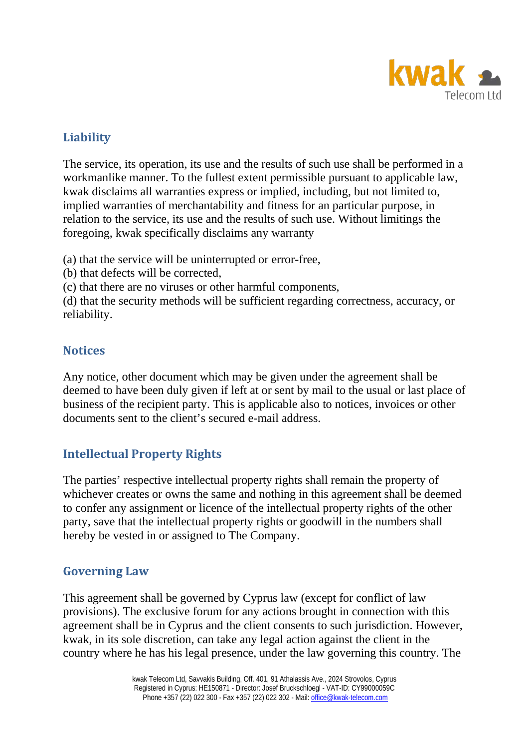## Liability

The service, its operation, its use and the results of such use shall be performed in a workmanlike manner. To the fullest extent permissible pursuant to applicable law, kwak disclaims all warranties express or implied, including, but not limited to, implied warranties of merchantability and fitness for an particular purpose, in relation to the service, its use and the results of such use. Without limitings the foregoing, kwak specifically disclaims any warranty

(a) that the service will be uninterrupted or error-free,
(b) that defects will be corrected,
(c) that there are no viruses or other harmful components,
(d) that the security methods will be sufficient regarding correctness, accuracy, or reliability.

## Notices

Any notice, other document which may be given under the agreement shall be deemed to have been duly given if left at or sent by mail to the usual or last place of business of the recipient party. This is applicable also to notices, invoices or other documents sent to the client's secured e-mail address.

## Intellectual Property Rights

The parties' respective intellectual property rights shall remain the property of whichever creates or owns the same and nothing in this agreement shall be deemed to confer any assignment or licence of the intellectual property rights of the other party, save that the intellectual property rights or goodwill in the numbers shall hereby be vested in or assigned to The Company.

## Governing Law

This agreement shall be governed by Cyprus law (except for conflict of law provisions). The exclusive forum for any actions brought in connection with this agreement shall be in Cyprus and the client consents to such jurisdiction. However, kwak, in its sole discretion, can take any legal action against the client in the country where he has his legal presence, under the law governing this country. The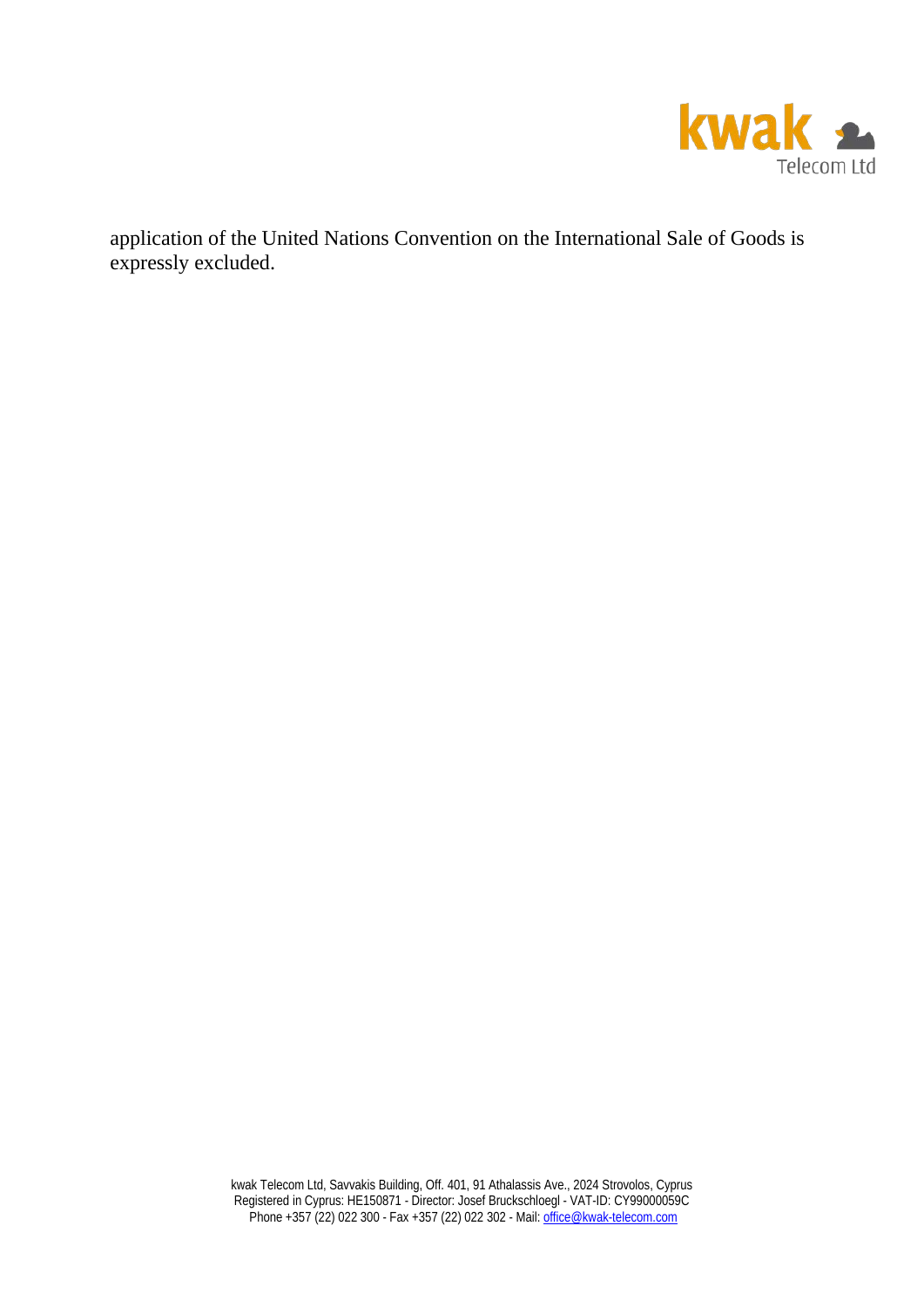application of the United Nations Convention on the International Sale of Goods is expressly excluded.